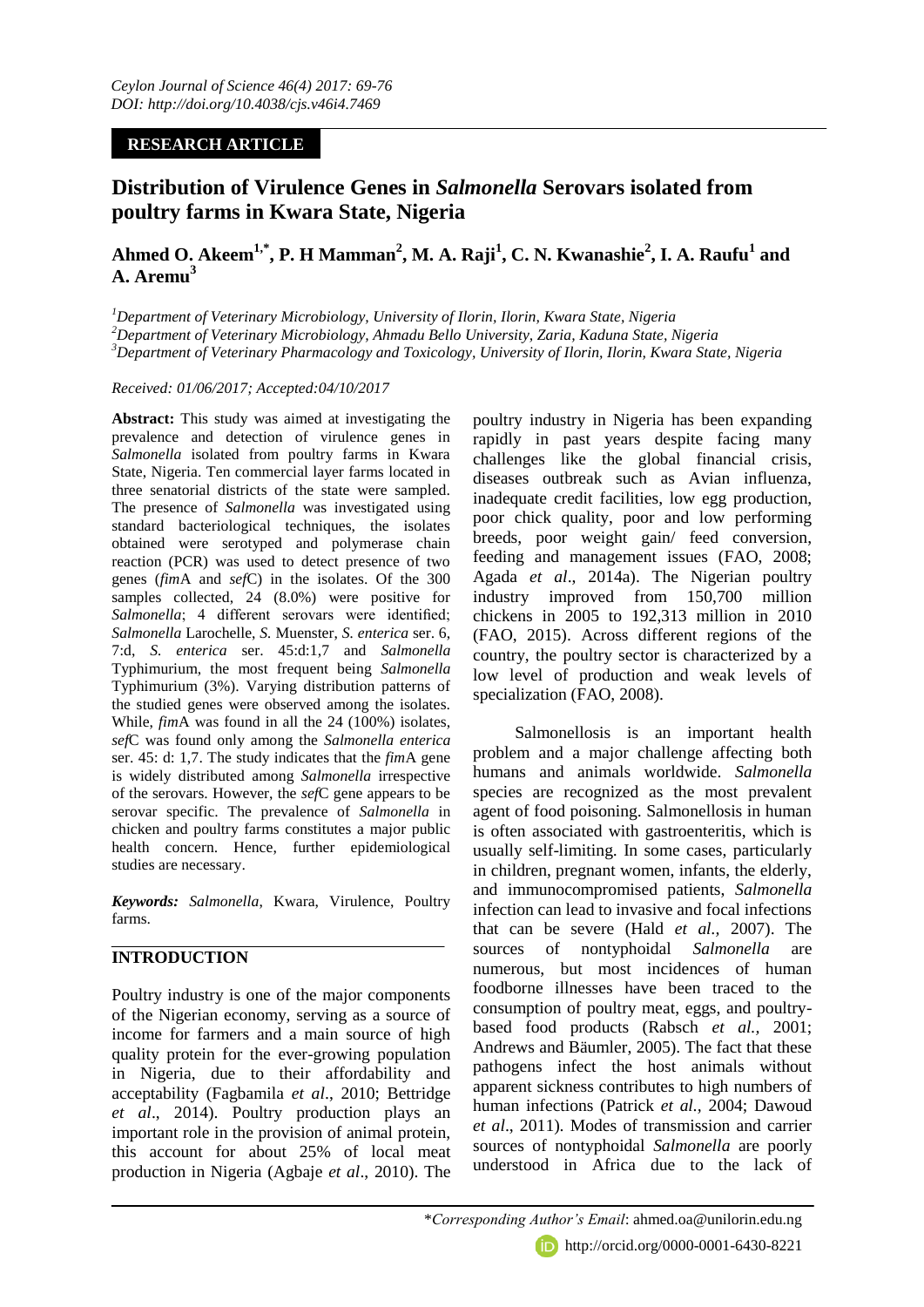**RESEARCH ARTICLE**

# Distribution of Virulence Genes in *Salmonella* Serovars isolated from poultry farms in Kwara State, Nigeria

**Ahmed O. Akeem[1,*], P. H Mamman[2], M. A. Raji[1], C. N. Kwanashie[2], I. A. Raufu[1] and A. Aremu[3]**

[1]Department of Veterinary Microbiology, University of Ilorin, Ilorin, Kwara State, Nigeria
[2]Department of Veterinary Microbiology, Ahmadu Bello University, Zaria, Kaduna State, Nigeria
[3]Department of Veterinary Pharmacology and Toxicology, University of Ilorin, Ilorin, Kwara State, Nigeria

*Received: 01/06/2017; Accepted:04/10/2017*

**Abstract:** This study was aimed at investigating the prevalence and detection of virulence genes in *Salmonella* isolated from poultry farms in Kwara State, Nigeria. Ten commercial layer farms located in three senatorial districts of the state were sampled. The presence of *Salmonella* was investigated using standard bacteriological techniques, the isolates obtained were serotyped and polymerase chain reaction (PCR) was used to detect presence of two genes (*fim*A and *sef*C) in the isolates. Of the 300 samples collected, 24 (8.0%) were positive for *Salmonella*; 4 different serovars were identified; *Salmonella* Larochelle, *S.* Muenster, *S. enterica* ser. 6, 7:d, *S. enterica* ser. 45:d:1,7 and *Salmonella* Typhimurium, the most frequent being *Salmonella* Typhimurium (3%). Varying distribution patterns of the studied genes were observed among the isolates. While, *fim*A was found in all the 24 (100%) isolates, *sef*C was found only among the *Salmonella enterica* ser. 45: d: 1,7. The study indicates that the *fim*A gene is widely distributed among *Salmonella* irrespective of the serovars. However, the *sef*C gene appears to be serovar specific. The prevalence of *Salmonella* in chicken and poultry farms constitutes a major public health concern. Hence, further epidemiological studies are necessary.

***Keywords:*** *Salmonella*, Kwara, Virulence, Poultry farms.

## INTRODUCTION

Poultry industry is one of the major components of the Nigerian economy, serving as a source of income for farmers and a main source of high quality protein for the ever-growing population in Nigeria, due to their affordability and acceptability (Fagbamila *et al*., 2010; Bettridge *et al*., 2014). Poultry production plays an important role in the provision of animal protein, this account for about 25% of local meat production in Nigeria (Agbaje *et al*., 2010). The poultry industry in Nigeria has been expanding rapidly in past years despite facing many challenges like the global financial crisis, diseases outbreak such as Avian influenza, inadequate credit facilities, low egg production, poor chick quality, poor and low performing breeds, poor weight gain/ feed conversion, feeding and management issues (FAO, 2008; Agada *et al*., 2014a). The Nigerian poultry industry improved from 150,700 million chickens in 2005 to 192,313 million in 2010 (FAO, 2015). Across different regions of the country, the poultry sector is characterized by a low level of production and weak levels of specialization (FAO, 2008).

Salmonellosis is an important health problem and a major challenge affecting both humans and animals worldwide. *Salmonella* species are recognized as the most prevalent agent of food poisoning. Salmonellosis in human is often associated with gastroenteritis, which is usually self-limiting. In some cases, particularly in children, pregnant women, infants, the elderly, and immunocompromised patients, *Salmonella* infection can lead to invasive and focal infections that can be severe (Hald *et al.,* 2007). The sources of nontyphoidal *Salmonella* are numerous, but most incidences of human foodborne illnesses have been traced to the consumption of poultry meat, eggs, and poultry-based food products (Rabsch *et al.,* 2001; Andrews and Bäumler, 2005). The fact that these pathogens infect the host animals without apparent sickness contributes to high numbers of human infections (Patrick *et al.,* 2004; Dawoud *et al*., 2011). Modes of transmission and carrier sources of nontyphoidal *Salmonella* are poorly understood in Africa due to the lack of

\**Corresponding Author's Email*: ahmed.oa@unilorin.edu.ng
http://orcid.org/0000-0001-6430-8221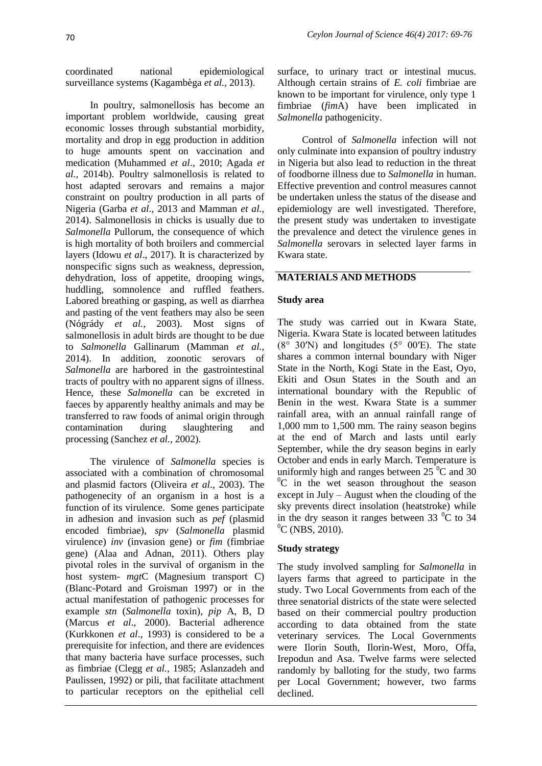coordinated national epidemiological surveillance systems (Kagambèga *et al.*, 2013).

In poultry, salmonellosis has become an important problem worldwide, causing great economic losses through substantial morbidity, mortality and drop in egg production in addition to huge amounts spent on vaccination and medication (Muhammed *et al*., 2010; Agada *et al.,* 2014b). Poultry salmonellosis is related to host adapted serovars and remains a major constraint on poultry production in all parts of Nigeria (Garba *et al*., 2013 and Mamman *et al.,* 2014). Salmonellosis in chicks is usually due to *Salmonella* Pullorum, the consequence of which is high mortality of both broilers and commercial layers (Idowu *et al*., 2017). It is characterized by nonspecific signs such as weakness, depression, dehydration, loss of appetite, drooping wings, huddling, somnolence and ruffled feathers. Labored breathing or gasping, as well as diarrhea and pasting of the vent feathers may also be seen (Nógrády *et al.,* 2003). Most signs of salmonellosis in adult birds are thought to be due to *Salmonella* Gallinarum (Mamman *et al.,* 2014). In addition, zoonotic serovars of *Salmonella* are harbored in the gastrointestinal tracts of poultry with no apparent signs of illness. Hence, these *Salmonella* can be excreted in faeces by apparently healthy animals and may be transferred to raw foods of animal origin through contamination during slaughtering and processing (Sanchez *et al.,* 2002).

The virulence of *Salmonella* species is associated with a combination of chromosomal and plasmid factors (Oliveira *et al*., 2003). The pathogenecity of an organism in a host is a function of its virulence. Some genes participate in adhesion and invasion such as *pef* (plasmid encoded fimbriae), *spv* (*Salmonella* plasmid virulence) *inv* (invasion gene) or *fim* (fimbriae gene) (Alaa and Adnan, 2011). Others play pivotal roles in the survival of organism in the host system- *mgt*C (Magnesium transport C) (Blanc-Potard and Groisman 1997) or in the actual manifestation of pathogenic processes for example *stn* (*Salmonella* toxin), *pip* A, B, D (Marcus *et al*., 2000). Bacterial adherence (Kurkkonen *et al*., 1993) is considered to be a prerequisite for infection, and there are evidences that many bacteria have surface processes, such as fimbriae (Clegg *et al.,* 1985; Aslanzadeh and Paulissen, 1992) or pili, that facilitate attachment to particular receptors on the epithelial cell surface, to urinary tract or intestinal mucus. Although certain strains of *E. coli* fimbriae are known to be important for virulence, only type 1 fimbriae (*fim*A) have been implicated in *Salmonella* pathogenicity.

Control of *Salmonella* infection will not only culminate into expansion of poultry industry in Nigeria but also lead to reduction in the threat of foodborne illness due to *Salmonella* in human. Effective prevention and control measures cannot be undertaken unless the status of the disease and epidemiology are well investigated. Therefore, the present study was undertaken to investigate the prevalence and detect the virulence genes in *Salmonella* serovars in selected layer farms in Kwara state.

## MATERIALS AND METHODS

### Study area

The study was carried out in Kwara State, Nigeria. Kwara State is located between latitudes (8° 30′N) and longitudes (5° 00′E). The state shares a common internal boundary with Niger State in the North, Kogi State in the East, Oyo, Ekiti and Osun States in the South and an international boundary with the Republic of Benin in the west. Kwara State is a summer rainfall area, with an annual rainfall range of 1,000 mm to 1,500 mm. The rainy season begins at the end of March and lasts until early September, while the dry season begins in early October and ends in early March. Temperature is uniformly high and ranges between 25 $^0$C and 30 $^0$C in the wet season throughout the season except in July – August when the clouding of the sky prevents direct insolation (heatstroke) while in the dry season it ranges between 33 $^0$C to 34 $^0$C (NBS, 2010).

### Study strategy

The study involved sampling for *Salmonella* in layers farms that agreed to participate in the study. Two Local Governments from each of the three senatorial districts of the state were selected based on their commercial poultry production according to data obtained from the state veterinary services. The Local Governments were Ilorin South, Ilorin-West, Moro, Offa, Irepodun and Asa. Twelve farms were selected randomly by balloting for the study, two farms per Local Government; however, two farms declined.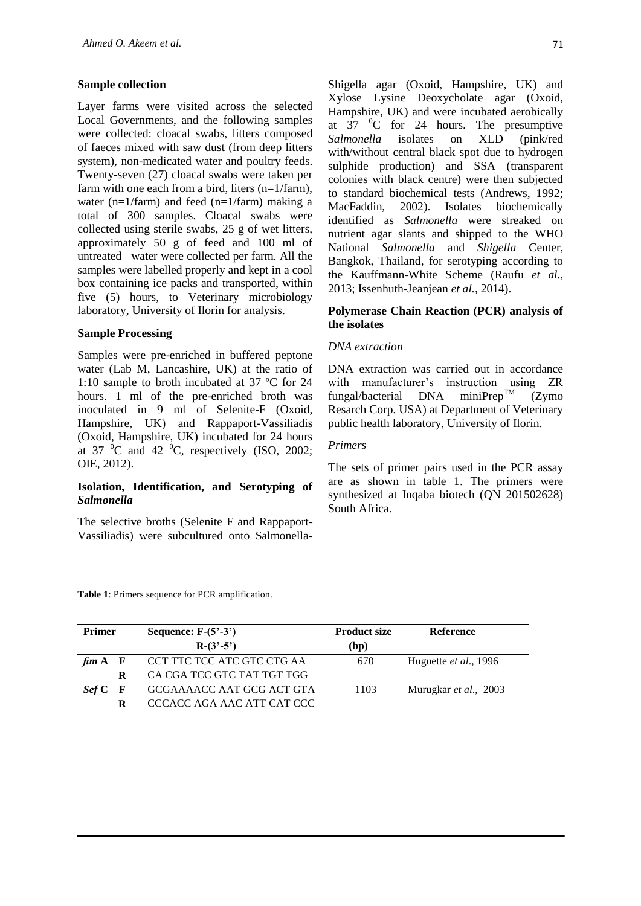### Sample collection

Layer farms were visited across the selected Local Governments, and the following samples were collected: cloacal swabs, litters composed of faeces mixed with saw dust (from deep litters system), non-medicated water and poultry feeds. Twenty-seven (27) cloacal swabs were taken per farm with one each from a bird, liters (n=1/farm), water (n=1/farm) and feed (n=1/farm) making a total of 300 samples. Cloacal swabs were collected using sterile swabs, 25 g of wet litters, approximately 50 g of feed and 100 ml of untreated water were collected per farm. All the samples were labelled properly and kept in a cool box containing ice packs and transported, within five (5) hours, to Veterinary microbiology laboratory, University of Ilorin for analysis.

### Sample Processing

Samples were pre-enriched in buffered peptone water (Lab M, Lancashire, UK) at the ratio of 1:10 sample to broth incubated at 37 ºC for 24 hours. 1 ml of the pre-enriched broth was inoculated in 9 ml of Selenite-F (Oxoid, Hampshire, UK) and Rappaport-Vassiliadis (Oxoid, Hampshire, UK) incubated for 24 hours at 37 $^{0}$C and 42 $^{0}$C, respectively (ISO, 2002; OIE, 2012).

### Isolation, Identification, and Serotyping of *Salmonella*

The selective broths (Selenite F and Rappaport-Vassiliadis) were subcultured onto Salmonella-Shigella agar (Oxoid, Hampshire, UK) and Xylose Lysine Deoxycholate agar (Oxoid, Hampshire, UK) and were incubated aerobically at 37 $^{0}$C for 24 hours. The presumptive *Salmonella* isolates on XLD (pink/red with/without central black spot due to hydrogen sulphide production) and SSA (transparent colonies with black centre) were then subjected to standard biochemical tests (Andrews, 1992; MacFaddin, 2002). Isolates biochemically identified as *Salmonella* were streaked on nutrient agar slants and shipped to the WHO National *Salmonella* and *Shigella* Center, Bangkok, Thailand, for serotyping according to the Kauffmann-White Scheme (Raufu *et al.,* 2013; Issenhuth-Jeanjean *et al.,* 2014).

### Polymerase Chain Reaction (PCR) analysis of the isolates

*DNA extraction*

DNA extraction was carried out in accordance with manufacturer's instruction using ZR fungal/bacterial DNA miniPrep™ (Zymo Resarch Corp. USA) at Department of Veterinary public health laboratory, University of Ilorin.

*Primers*

The sets of primer pairs used in the PCR assay are as shown in table 1. The primers were synthesized at Inqaba biotech (QN 201502628) South Africa.

**Table 1**: Primers sequence for PCR amplification.

| Primer | | Sequence: F-(5'-3') R-(3'-5') | Product size (bp) | Reference |
|---|---|---|---|---|
| ***fim*A** | **F** | CCT TTC TCC ATC GTC CTG AA | 670 | Huguette *et al*., 1996 |
| | **R** | CA CGA TCC GTC TAT TGT TGG | | |
| ***Sef*C** | **F** | GCGAAAACC AAT GCG ACT GTA | 1103 | Murugkar *et al*., 2003 |
| | **R** | CCCACC AGA AAC ATT CAT CCC | | |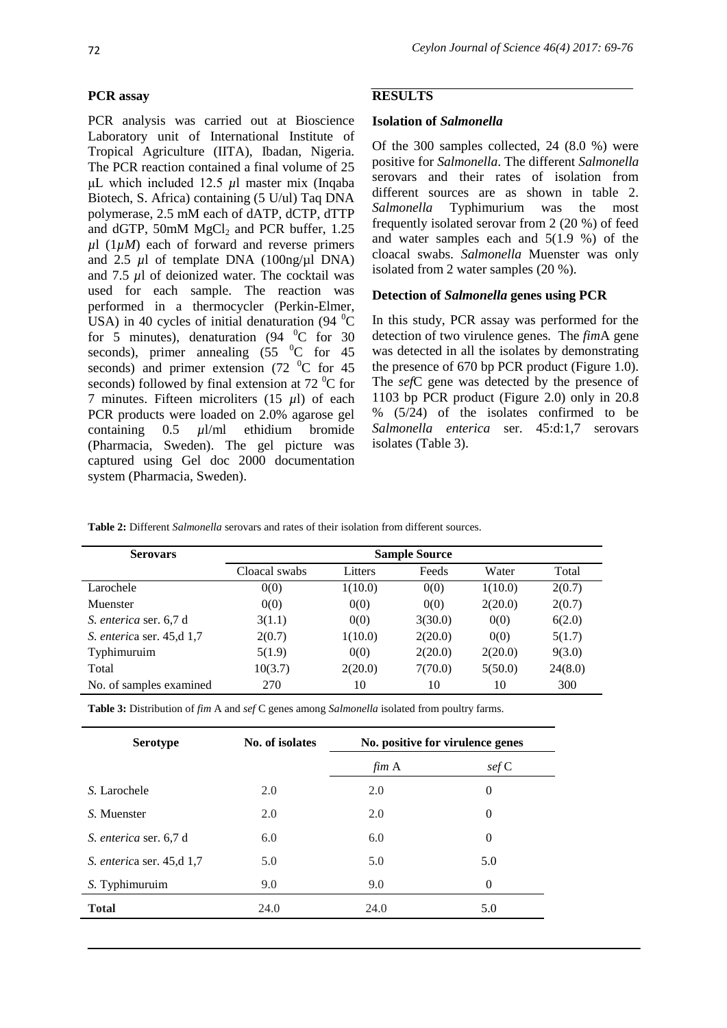### PCR assay

PCR analysis was carried out at Bioscience Laboratory unit of International Institute of Tropical Agriculture (IITA), Ibadan, Nigeria. The PCR reaction contained a final volume of 25 µL which included 12.5 µl master mix (Inqaba Biotech, S. Africa) containing (5 U/ul) Taq DNA polymerase, 2.5 mM each of dATP, dCTP, dTTP and dGTP, 50mM $MgCl_2$ and PCR buffer, 1.25 µl (1*µM*) each of forward and reverse primers and 2.5 µl of template DNA (100ng/µl DNA) and 7.5 µl of deionized water. The cocktail was used for each sample. The reaction was performed in a thermocycler (Perkin-Elmer, USA) in 40 cycles of initial denaturation (94 $^0$C for 5 minutes), denaturation (94 $^0$C for 30 seconds), primer annealing (55 $^0$C for 45 seconds) and primer extension (72 $^0$C for 45 seconds) followed by final extension at 72 $^0$C for 7 minutes. Fifteen microliters (15 µl) of each PCR products were loaded on 2.0% agarose gel containing 0.5 µl/ml ethidium bromide (Pharmacia, Sweden). The gel picture was captured using Gel doc 2000 documentation system (Pharmacia, Sweden).

## RESULTS

### Isolation of *Salmonella*

Of the 300 samples collected, 24 (8.0 %) were positive for *Salmonella*. The different *Salmonella* serovars and their rates of isolation from different sources are as shown in table 2. *Salmonella* Typhimurium was the most frequently isolated serovar from 2 (20 %) of feed and water samples each and 5(1.9 %) of the cloacal swabs. *Salmonella* Muenster was only isolated from 2 water samples (20 %).

### Detection of *Salmonella* genes using PCR

In this study, PCR assay was performed for the detection of two virulence genes. The *fim*A gene was detected in all the isolates by demonstrating the presence of 670 bp PCR product (Figure 1.0). The *sef*C gene was detected by the presence of 1103 bp PCR product (Figure 2.0) only in 20.8 % (5/24) of the isolates confirmed to be *Salmonella enterica* ser. 45:d:1,7 serovars isolates (Table 3).

**Table 2:** Different *Salmonella* serovars and rates of their isolation from different sources.

| Serovars | Sample Source | | | | |
|---|---|---|---|---|---|
| | Cloacal swabs | Litters | Feeds | Water | Total |
| Larochele | 0(0) | 1(10.0) | 0(0) | 1(10.0) | 2(0.7) |
| Muenster | 0(0) | 0(0) | 0(0) | 2(20.0) | 2(0.7) |
| *S. enterica* ser. 6,7 d | 3(1.1) | 0(0) | 3(30.0) | 0(0) | 6(2.0) |
| *S. enterica* ser. 45,d 1,7 | 2(0.7) | 1(10.0) | 2(20.0) | 0(0) | 5(1.7) |
| Typhimuruim | 5(1.9) | 0(0) | 2(20.0) | 2(20.0) | 9(3.0) |
| Total | 10(3.7) | 2(20.0) | 7(70.0) | 5(50.0) | 24(8.0) |
| No. of samples examined | 270 | 10 | 10 | 10 | 300 |

**Table 3:** Distribution of *fim* A and *sef* C genes among *Salmonella* isolated from poultry farms.

| Serotype | No. of isolates | No. positive for virulence genes | |
|---|---|---|---|
| | | *fim* A | *sef* C |
| *S.* Larochele | 2.0 | 2.0 | 0 |
| *S.* Muenster | 2.0 | 2.0 | 0 |
| *S. enterica* ser. 6,7 d | 6.0 | 6.0 | 0 |
| *S. enterica* ser. 45,d 1,7 | 5.0 | 5.0 | 5.0 |
| *S.* Typhimuruim | 9.0 | 9.0 | 0 |
| **Total** | 24.0 | 24.0 | 5.0 |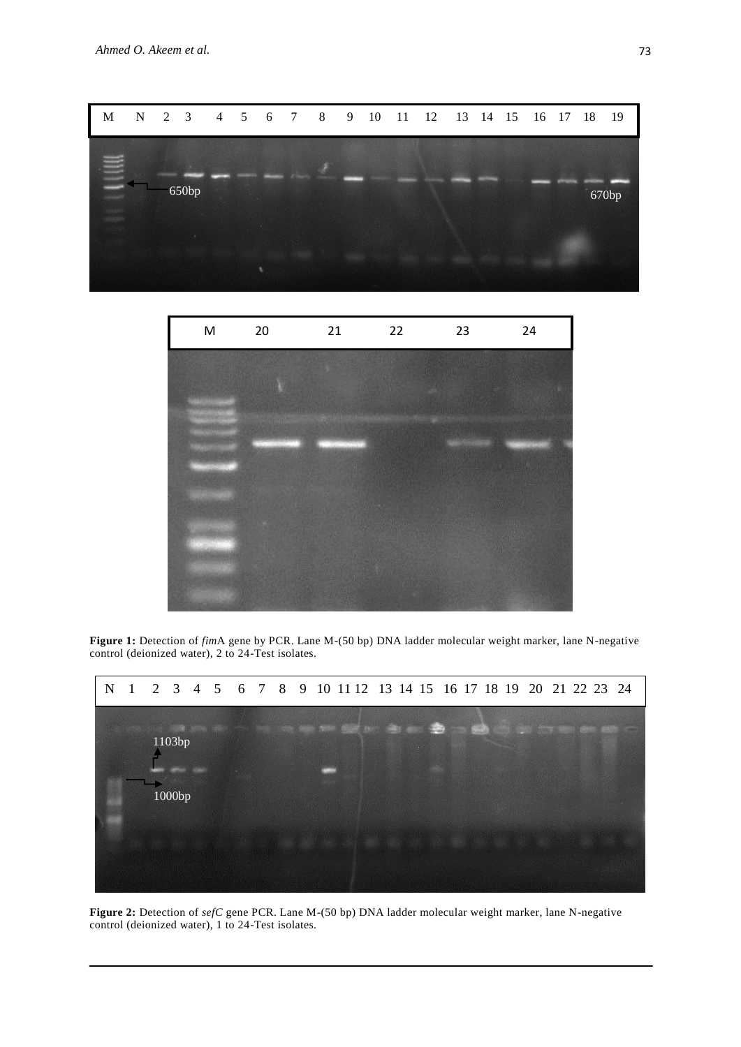M N 2 3 4 5 6 7 8 9 10 11 12 13 14 15 16 17 18 19

650bp

670bp

M 20 21 22 23 24

**Figure 1:** Detection of *fim*A gene by PCR. Lane M-(50 bp) DNA ladder molecular weight marker, lane N-negative control (deionized water), 2 to 24-Test isolates.

N 1 2 3 4 5 6 7 8 9 10 11 12 13 14 15 16 17 18 19 20 21 22 23 24

1103bp

1000bp

**Figure 2:** Detection of *sefC* gene PCR. Lane M-(50 bp) DNA ladder molecular weight marker, lane N-negative control (deionized water), 1 to 24-Test isolates.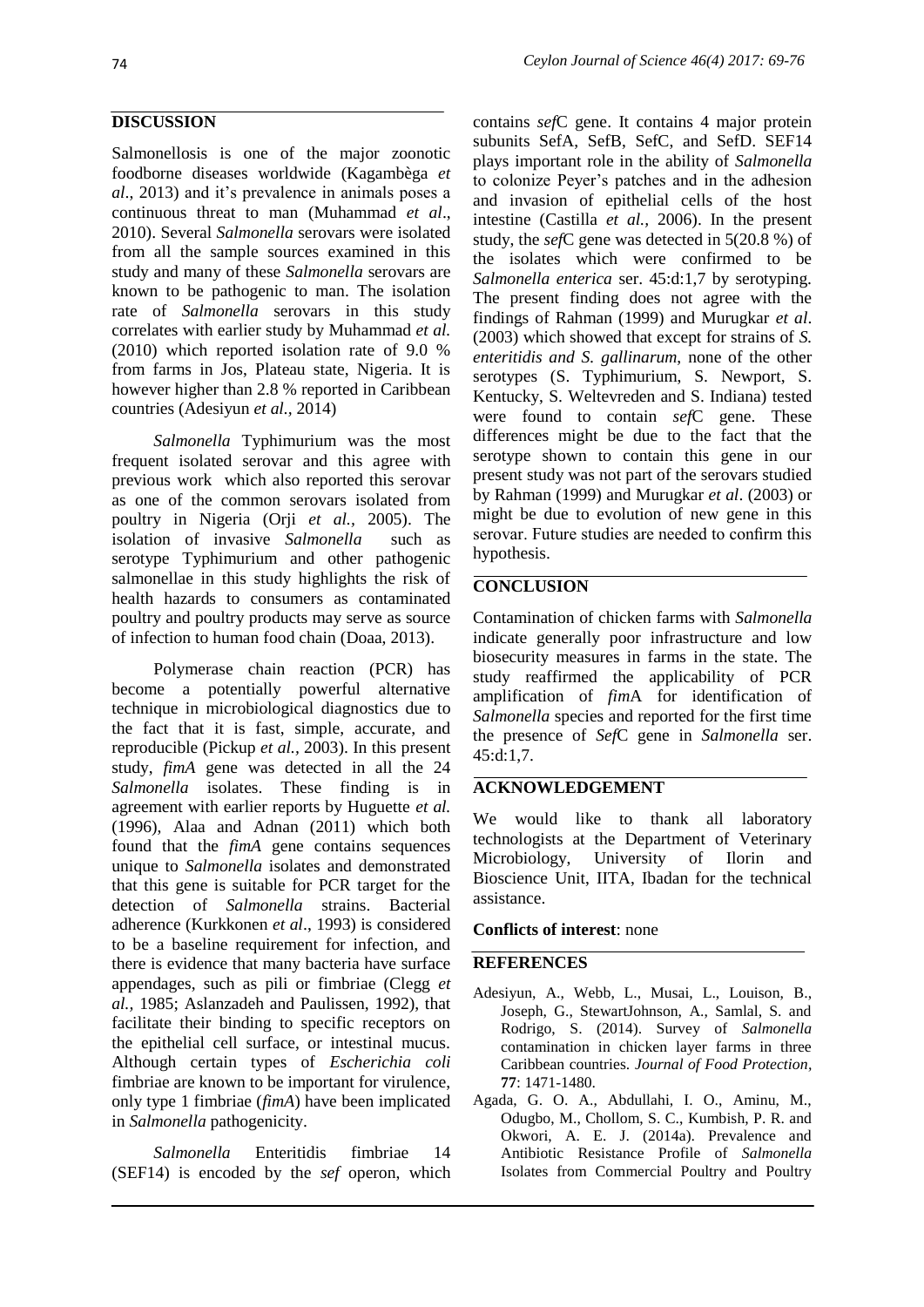## DISCUSSION

Salmonellosis is one of the major zoonotic foodborne diseases worldwide (Kagambèga *et al*., 2013) and it's prevalence in animals poses a continuous threat to man (Muhammad *et al*., 2010). Several *Salmonella* serovars were isolated from all the sample sources examined in this study and many of these *Salmonella* serovars are known to be pathogenic to man. The isolation rate of *Salmonella* serovars in this study correlates with earlier study by Muhammad *et al.* (2010) which reported isolation rate of 9.0 % from farms in Jos, Plateau state, Nigeria. It is however higher than 2.8 % reported in Caribbean countries (Adesiyun *et al.,* 2014)

*Salmonella* Typhimurium was the most frequent isolated serovar and this agree with previous work which also reported this serovar as one of the common serovars isolated from poultry in Nigeria (Orji *et al.,* 2005). The isolation of invasive *Salmonella* such as serotype Typhimurium and other pathogenic salmonellae in this study highlights the risk of health hazards to consumers as contaminated poultry and poultry products may serve as source of infection to human food chain (Doaa, 2013).

Polymerase chain reaction (PCR) has become a potentially powerful alternative technique in microbiological diagnostics due to the fact that it is fast, simple, accurate, and reproducible (Pickup *et al.,* 2003). In this present study, *fimA* gene was detected in all the 24 *Salmonella* isolates. These finding is in agreement with earlier reports by Huguette *et al.* (1996), Alaa and Adnan (2011) which both found that the *fimA* gene contains sequences unique to *Salmonella* isolates and demonstrated that this gene is suitable for PCR target for the detection of *Salmonella* strains. Bacterial adherence (Kurkkonen *et al*., 1993) is considered to be a baseline requirement for infection, and there is evidence that many bacteria have surface appendages, such as pili or fimbriae (Clegg *et al.,* 1985; Aslanzadeh and Paulissen, 1992), that facilitate their binding to specific receptors on the epithelial cell surface, or intestinal mucus. Although certain types of *Escherichia coli* fimbriae are known to be important for virulence, only type 1 fimbriae (*fimA*) have been implicated in *Salmonella* pathogenicity.

*Salmonella* Enteritidis fimbriae 14 (SEF14) is encoded by the *sef* operon, which contains *sef*C gene. It contains 4 major protein subunits SefA, SefB, SefC, and SefD. SEF14 plays important role in the ability of *Salmonella* to colonize Peyer's patches and in the adhesion and invasion of epithelial cells of the host intestine (Castilla *et al.,* 2006). In the present study, the *sef*C gene was detected in 5(20.8 %) of the isolates which were confirmed to be *Salmonella enterica* ser. 45:d:1,7 by serotyping. The present finding does not agree with the findings of Rahman (1999) and Murugkar *et al*. (2003) which showed that except for strains of *S. enteritidis and S. gallinarum*, none of the other serotypes (S. Typhimurium, S. Newport, S. Kentucky, S. Weltevreden and S. Indiana) tested were found to contain *sef*C gene. These differences might be due to the fact that the serotype shown to contain this gene in our present study was not part of the serovars studied by Rahman (1999) and Murugkar *et al*. (2003) or might be due to evolution of new gene in this serovar. Future studies are needed to confirm this hypothesis.

## CONCLUSION

Contamination of chicken farms with *Salmonella* indicate generally poor infrastructure and low biosecurity measures in farms in the state. The study reaffirmed the applicability of PCR amplification of *fim*A for identification of *Salmonella* species and reported for the first time the presence of *Sef*C gene in *Salmonella* ser. 45:d:1,7.

## ACKNOWLEDGEMENT

We would like to thank all laboratory technologists at the Department of Veterinary Microbiology, University of Ilorin and Bioscience Unit, IITA, Ibadan for the technical assistance.

**Conflicts of interest**: none

## REFERENCES

Adesiyun, A., Webb, L., Musai, L., Louison, B., Joseph, G., StewartJohnson, A., Samlal, S. and Rodrigo, S. (2014). Survey of *Salmonella* contamination in chicken layer farms in three Caribbean countries. *Journal of Food Protection*, **77**: 1471-1480.

Agada, G. O. A., Abdullahi, I. O., Aminu, M., Odugbo, M., Chollom, S. C., Kumbish, P. R. and Okwori, A. E. J. (2014a). Prevalence and Antibiotic Resistance Profile of *Salmonella* Isolates from Commercial Poultry and Poultry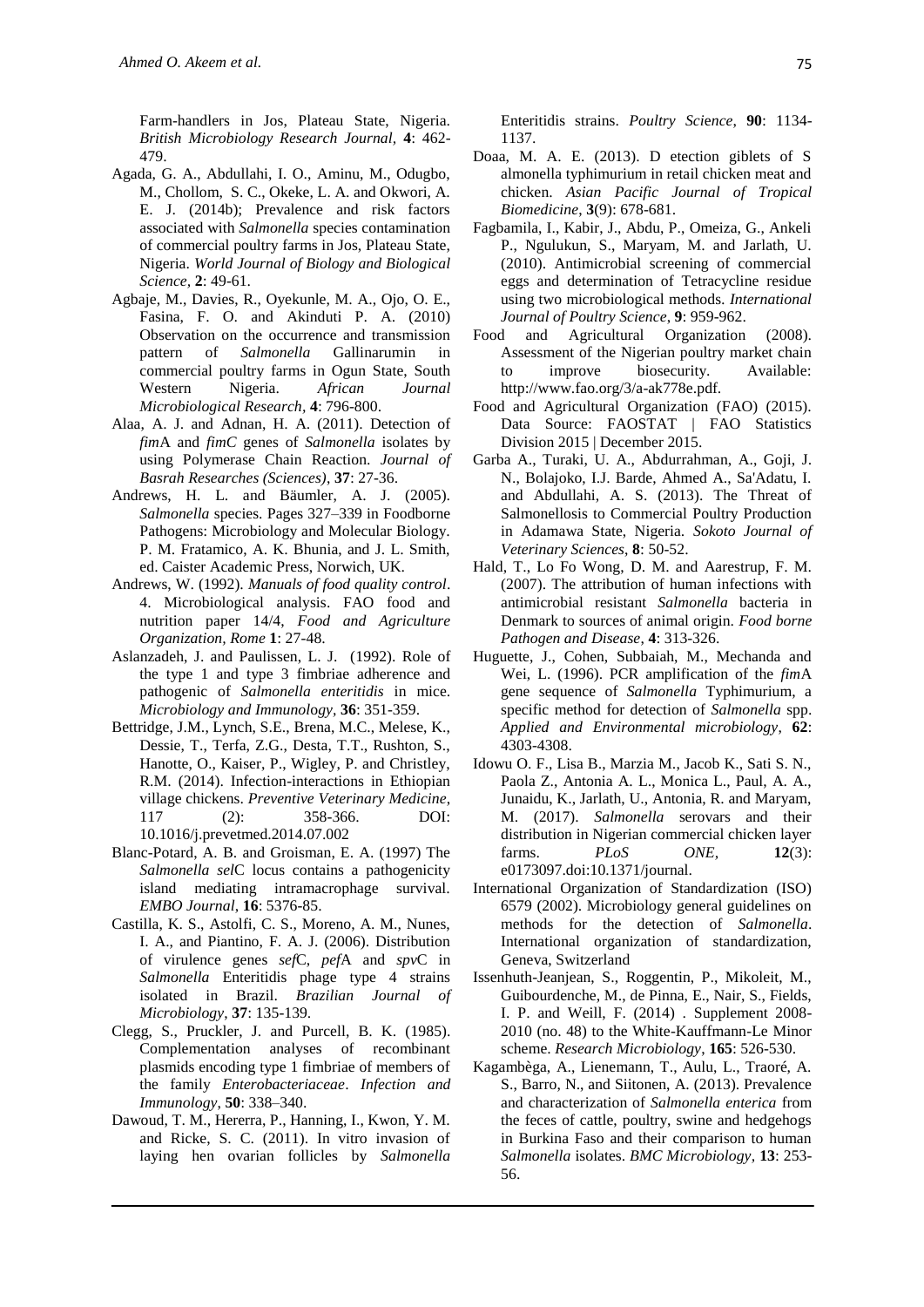Farm-handlers in Jos, Plateau State, Nigeria. *British Microbiology Research Journal*, **4**: 462-479.

Agada, G. A., Abdullahi, I. O., Aminu, M., Odugbo, M., Chollom, S. C., Okeke, L. A. and Okwori, A. E. J. (2014b); Prevalence and risk factors associated with *Salmonella* species contamination of commercial poultry farms in Jos, Plateau State, Nigeria. *World Journal of Biology and Biological Science*, **2**: 49-61.

Agbaje, M., Davies, R., Oyekunle, M. A., Ojo, O. E., Fasina, F. O. and Akinduti P. A. (2010) Observation on the occurrence and transmission pattern of *Salmonella* Gallinarumin in commercial poultry farms in Ogun State, South Western Nigeria. *African Journal Microbiological Research*, **4**: 796-800.

Alaa, A. J. and Adnan, H. A. (2011). Detection of *fim*A and *fimC* genes of *Salmonella* isolates by using Polymerase Chain Reaction. *Journal of Basrah Researches (Sciences)*, **37**: 27-36.

Andrews, H. L. and Bäumler, A. J. (2005). *Salmonella* species. Pages 327–339 in Foodborne Pathogens: Microbiology and Molecular Biology. P. M. Fratamico, A. K. Bhunia, and J. L. Smith, ed. Caister Academic Press, Norwich, UK.

Andrews, W. (1992). *Manuals of food quality control*. 4. Microbiological analysis. FAO food and nutrition paper 14/4, *Food and Agriculture Organization, Rome* **1**: 27-48.

Aslanzadeh, J. and Paulissen, L. J. (1992). Role of the type 1 and type 3 fimbriae adherence and pathogenic of *Salmonella enteritidis* in mice. *Microbiology and Immunology*, **36**: 351-359.

Bettridge, J.M., Lynch, S.E., Brena, M.C., Melese, K., Dessie, T., Terfa, Z.G., Desta, T.T., Rushton, S., Hanotte, O., Kaiser, P., Wigley, P. and Christley, R.M. (2014). Infection-interactions in Ethiopian village chickens. *Preventive Veterinary Medicine*, 117 (2): 358-366. DOI: 10.1016/j.prevetmed.2014.07.002

Blanc-Potard, A. B. and Groisman, E. A. (1997) The *Salmonella sel*C locus contains a pathogenicity island mediating intramacrophage survival. *EMBO Journal*, **16**: 5376-85.

Castilla, K. S., Astolfi, C. S., Moreno, A. M., Nunes, I. A., and Piantino, F. A. J. (2006). Distribution of virulence genes *sef*C, *pef*A and *spv*C in *Salmonella* Enteritidis phage type 4 strains isolated in Brazil. *Brazilian Journal of Microbiology*, **37**: 135-139.

Clegg, S., Pruckler, J. and Purcell, B. K. (1985). Complementation analyses of recombinant plasmids encoding type 1 fimbriae of members of the family *Enterobacteriaceae*. *Infection and Immunology*, **50**: 338–340.

Dawoud, T. M., Hererra, P., Hanning, I., Kwon, Y. M. and Ricke, S. C. (2011). In vitro invasion of laying hen ovarian follicles by *Salmonella* Enteritidis strains. *Poultry Science*, **90**: 1134-1137.

Doaa, M. A. E. (2013). D etection giblets of S almonella typhimurium in retail chicken meat and chicken. *Asian Pacific Journal of Tropical Biomedicine*, **3**(9): 678-681.

Fagbamila, I., Kabir, J., Abdu, P., Omeiza, G., Ankeli P., Ngulukun, S., Maryam, M. and Jarlath, U. (2010). Antimicrobial screening of commercial eggs and determination of Tetracycline residue using two microbiological methods. *International Journal of Poultry Science*, **9**: 959-962.

Food and Agricultural Organization (2008). Assessment of the Nigerian poultry market chain to improve biosecurity. Available: http://www.fao.org/3/a-ak778e.pdf.

Food and Agricultural Organization (FAO) (2015). Data Source: FAOSTAT | FAO Statistics Division 2015 | December 2015.

Garba A., Turaki, U. A., Abdurrahman, A., Goji, J. N., Bolajoko, I.J. Barde, Ahmed A., Sa'Adatu, I. and Abdullahi, A. S. (2013). The Threat of Salmonellosis to Commercial Poultry Production in Adamawa State, Nigeria. *Sokoto Journal of Veterinary Sciences*, **8**: 50-52.

Hald, T., Lo Fo Wong, D. M. and Aarestrup, F. M. (2007). The attribution of human infections with antimicrobial resistant *Salmonella* bacteria in Denmark to sources of animal origin. *Food borne Pathogen and Disease*, **4**: 313-326.

Huguette, J., Cohen, Subbaiah, M., Mechanda and Wei, L. (1996). PCR amplification of the *fim*A gene sequence of *Salmonella* Typhimurium, a specific method for detection of *Salmonella* spp. *Applied and Environmental microbiology*, **62**: 4303-4308.

Idowu O. F., Lisa B., Marzia M., Jacob K., Sati S. N., Paola Z., Antonia A. L., Monica L., Paul, A. A., Junaidu, K., Jarlath, U., Antonia, R. and Maryam, M. (2017). *Salmonella* serovars and their distribution in Nigerian commercial chicken layer farms. *PLoS ONE,* **12**(3): e0173097.doi:10.1371/journal.

International Organization of Standardization (ISO) 6579 (2002). Microbiology general guidelines on methods for the detection of *Salmonella*. International organization of standardization, Geneva, Switzerland

Issenhuth-Jeanjean, S., Roggentin, P., Mikoleit, M., Guibourdenche, M., de Pinna, E., Nair, S., Fields, I. P. and Weill, F. (2014) . Supplement 2008-2010 (no. 48) to the White-Kauffmann-Le Minor scheme. *Research Microbiology*, **165**: 526-530.

Kagambèga, A., Lienemann, T., Aulu, L., Traoré, A. S., Barro, N., and Siitonen, A. (2013). Prevalence and characterization of *Salmonella enterica* from the feces of cattle, poultry, swine and hedgehogs in Burkina Faso and their comparison to human *Salmonella* isolates. *BMC Microbiology*, **13**: 253-56.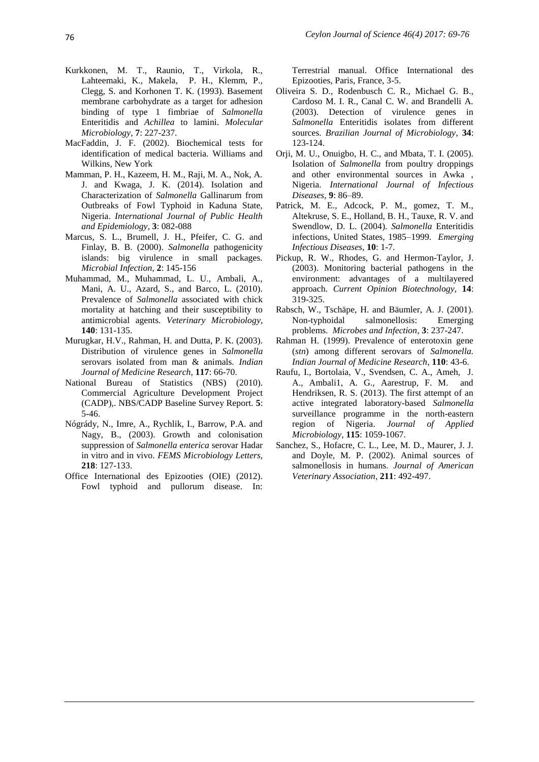Kurkkonen, M. T., Raunio, T., Virkola, R., Lahteemaki, K., Makela, P. H., Klemm, P., Clegg, S. and Korhonen T. K. (1993). Basement membrane carbohydrate as a target for adhesion binding of type 1 fimbriae of *Salmonella* Enteritidis and *Achillea* to lamini. *Molecular Microbiology*, **7**: 227-237.

MacFaddin, J. F. (2002). Biochemical tests for identification of medical bacteria. Williams and Wilkins, New York

Mamman, P. H., Kazeem, H. M., Raji, M. A., Nok, A. J. and Kwaga, J. K. (2014). Isolation and Characterization of *Salmonella* Gallinarum from Outbreaks of Fowl Typhoid in Kaduna State, Nigeria. *International Journal of Public Health and Epidemiology*, **3**: 082-088

Marcus, S. L., Brumell, J. H., Pfeifer, C. G. and Finlay, B. B. (2000). *Salmonella* pathogenicity islands: big virulence in small packages. *Microbial Infection*, **2**: 145-156

Muhammad, M., Muhammad, L. U., Ambali, A., Mani, A. U., Azard, S., and Barco, L. (2010). Prevalence of *Salmonella* associated with chick mortality at hatching and their susceptibility to antimicrobial agents. *Veterinary Microbiology*, **140**: 131-135.

Murugkar, H.V., Rahman, H. and Dutta, P. K. (2003). Distribution of virulence genes in *Salmonella* serovars isolated from man & animals. *Indian Journal of Medicine Research*, **117**: 66-70.

National Bureau of Statistics (NBS) (2010). Commercial Agriculture Development Project (CADP),. NBS/CADP Baseline Survey Report. **5**: 5-46.

Nógrády, N., Imre, A., Rychlik, I., Barrow, P.A. and Nagy, B., (2003). Growth and colonisation suppression of *Salmonella enterica* serovar Hadar in vitro and in vivo. *FEMS Microbiology Letters*, **218**: 127-133.

Office International des Epizooties (OIE) (2012). Fowl typhoid and pullorum disease. In: Terrestrial manual. Office International des Epizooties, Paris, France, 3-5.

Oliveira S. D., Rodenbusch C. R., Michael G. B., Cardoso M. I. R., Canal C. W. and Brandelli A. (2003). Detection of virulence genes in *Salmonella* Enteritidis isolates from different sources. *Brazilian Journal of Microbiology*, **34**: 123-124.

Orji, M. U., Onuigbo, H. C., and Mbata, T. I. (2005). Isolation of *Salmonella* from poultry droppings and other environmental sources in Awka , Nigeria. *International Journal of Infectious Diseases*, **9**: 86–89.

Patrick, M. E., Adcock, P. M., gomez, T. M., Altekruse, S. E., Holland, B. H., Tauxe, R. V. and Swendlow, D. L. (2004). *Salmonella* Enteritidis infections, United States, 1985–1999. *Emerging Infectious Diseases*, **10**: 1-7.

Pickup, R. W., Rhodes, G. and Hermon-Taylor, J. (2003). Monitoring bacterial pathogens in the environment: advantages of a multilayered approach. *Current Opinion Biotechnology*, **14**: 319-325.

Rabsch, W., Tschäpe, H. and Bäumler, A. J. (2001). Non-typhoidal salmonellosis: Emerging problems. *Microbes and Infection*, **3**: 237-247.

Rahman H. (1999). Prevalence of enterotoxin gene (*stn*) among different serovars of *Salmonella. Indian Journal of Medicine Research*, **110**: 43-6.

Raufu, I., Bortolaia, V., Svendsen, C. A., Ameh, J. A., Ambali1, A. G., Aarestrup, F. M. and Hendriksen, R. S. (2013). The first attempt of an active integrated laboratory-based *Salmonella* surveillance programme in the north-eastern region of Nigeria. *Journal of Applied Microbiology*, **115**: 1059-1067.

Sanchez, S., Hofacre, C. L., Lee, M. D., Maurer, J. J. and Doyle, M. P. (2002). Animal sources of salmonellosis in humans. *Journal of American Veterinary Association*, **211**: 492-497.